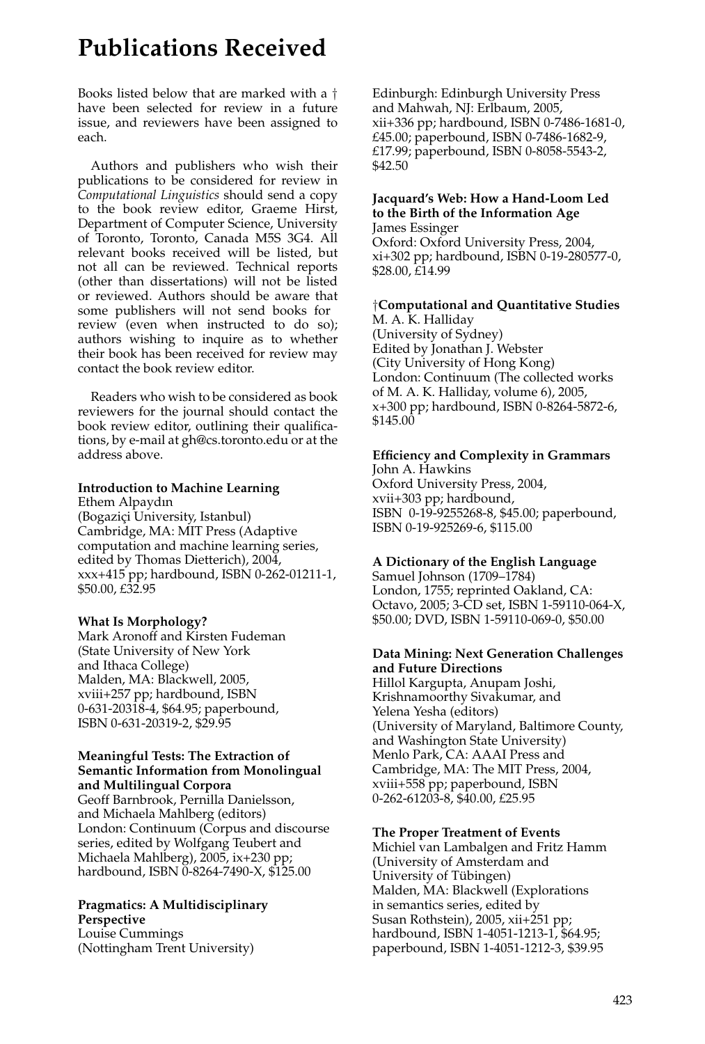# Publications Received

Books listed below that are marked with a † have been selected for review in a future issue, and reviewers have been assigned to each.

Authors and publishers who wish their publications to be considered for review in *Computational Linguistics* should send a copy to the book review editor, Graeme Hirst, Department of Computer Science, University of Toronto, Toronto, Canada M5S 3G4. All relevant books received will be listed, but not all can be reviewed. Technical reports (other than dissertations) will not be listed or reviewed. Authors should be aware that some publishers will not send books for review (even when instructed to do so); authors wishing to inquire as to whether their book has been received for review may contact the book review editor.

Readers who wish to be considered as book reviewers for the journal should contact the book review editor, outlining their qualifications, by e-mail at gh@cs.toronto.edu or at the address above.

**Introduction to Machine Learning**
Ethem Alpaydın
(Bogaziçi University, Istanbul)
Cambridge, MA: MIT Press (Adaptive computation and machine learning series, edited by Thomas Dietterich), 2004, xxx+415 pp; hardbound, ISBN 0-262-01211-1, $50.00, £32.95

**What Is Morphology?**
Mark Aronoff and Kirsten Fudeman
(State University of New York and Ithaca College)
Malden, MA: Blackwell, 2005, xviii+257 pp; hardbound, ISBN 0-631-20318-4, $64.95; paperbound, ISBN 0-631-20319-2, $29.95

**Meaningful Tests: The Extraction of Semantic Information from Monolingual and Multilingual Corpora**
Geoff Barnbrook, Pernilla Danielsson, and Michaela Mahlberg (editors)
London: Continuum (Corpus and discourse series, edited by Wolfgang Teubert and Michaela Mahlberg), 2005, ix+230 pp; hardbound, ISBN 0-8264-7490-X, $125.00

**Pragmatics: A Multidisciplinary Perspective**
Louise Cummings
(Nottingham Trent University)
Edinburgh: Edinburgh University Press and Mahwah, NJ: Erlbaum, 2005, xii+336 pp; hardbound, ISBN 0-7486-1681-0, £45.00; paperbound, ISBN 0-7486-1682-9, £17.99; paperbound, ISBN 0-8058-5543-2, $42.50

**Jacquard's Web: How a Hand-Loom Led to the Birth of the Information Age**
James Essinger
Oxford: Oxford University Press, 2004, xi+302 pp; hardbound, ISBN 0-19-280577-0, $28.00, £14.99

†**Computational and Quantitative Studies**
M. A. K. Halliday
(University of Sydney)
Edited by Jonathan J. Webster
(City University of Hong Kong)
London: Continuum (The collected works of M. A. K. Halliday, volume 6), 2005, x+300 pp; hardbound, ISBN 0-8264-5872-6, $145.00

**Efficiency and Complexity in Grammars**
John A. Hawkins
Oxford University Press, 2004, xvii+303 pp; hardbound, ISBN 0-19-9255268-8, $45.00; paperbound, ISBN 0-19-925269-6, $115.00

**A Dictionary of the English Language**
Samuel Johnson (1709–1784)
London, 1755; reprinted Oakland, CA: Octavo, 2005; 3-CD set, ISBN 1-59110-064-X, $50.00; DVD, ISBN 1-59110-069-0, $50.00

**Data Mining: Next Generation Challenges and Future Directions**
Hillol Kargupta, Anupam Joshi, Krishnamoorthy Sivakumar, and Yelena Yesha (editors)
(University of Maryland, Baltimore County, and Washington State University)
Menlo Park, CA: AAAI Press and Cambridge, MA: The MIT Press, 2004, xviii+558 pp; paperbound, ISBN 0-262-61203-8, $40.00, £25.95

**The Proper Treatment of Events**
Michiel van Lambalgen and Fritz Hamm
(University of Amsterdam and University of Tübingen)
Malden, MA: Blackwell (Explorations in semantics series, edited by Susan Rothstein), 2005, xii+251 pp; hardbound, ISBN 1-4051-1213-1, $64.95; paperbound, ISBN 1-4051-1212-3, $39.95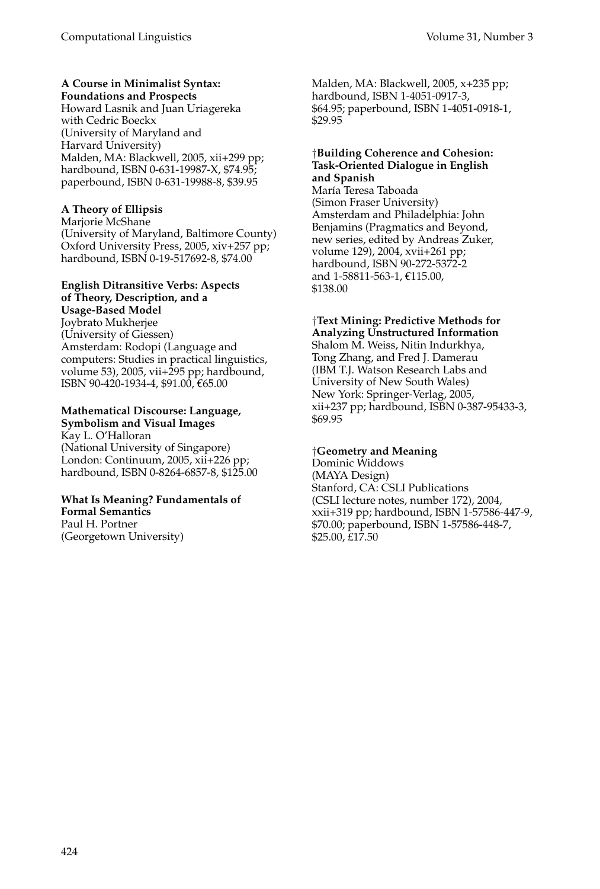**A Course in Minimalist Syntax: Foundations and Prospects**
Howard Lasnik and Juan Uriagereka with Cedric Boeckx
(University of Maryland and Harvard University)
Malden, MA: Blackwell, 2005, xii+299 pp; hardbound, ISBN 0-631-19987-X, $74.95; paperbound, ISBN 0-631-19988-8, $39.95

**A Theory of Ellipsis**
Marjorie McShane
(University of Maryland, Baltimore County)
Oxford University Press, 2005, xiv+257 pp; hardbound, ISBN 0-19-517692-8, $74.00

**English Ditransitive Verbs: Aspects of Theory, Description, and a Usage-Based Model**
Joybrato Mukherjee
(University of Giessen)
Amsterdam: Rodopi (Language and computers: Studies in practical linguistics, volume 53), 2005, vii+295 pp; hardbound, ISBN 90-420-1934-4, $91.00, €65.00

**Mathematical Discourse: Language, Symbolism and Visual Images**
Kay L. O'Halloran
(National University of Singapore)
London: Continuum, 2005, xii+226 pp; hardbound, ISBN 0-8264-6857-8, $125.00

**What Is Meaning? Fundamentals of Formal Semantics**
Paul H. Portner
(Georgetown University)
Malden, MA: Blackwell, 2005, x+235 pp; hardbound, ISBN 1-4051-0917-3, $64.95; paperbound, ISBN 1-4051-0918-1, $29.95

†**Building Coherence and Cohesion: Task-Oriented Dialogue in English and Spanish**
María Teresa Taboada
(Simon Fraser University)
Amsterdam and Philadelphia: John Benjamins (Pragmatics and Beyond, new series, edited by Andreas Zuker, volume 129), 2004, xvii+261 pp; hardbound, ISBN 90-272-5372-2 and 1-58811-563-1, €115.00, $138.00

†**Text Mining: Predictive Methods for Analyzing Unstructured Information**
Shalom M. Weiss, Nitin Indurkhya, Tong Zhang, and Fred J. Damerau
(IBM T.J. Watson Research Labs and University of New South Wales)
New York: Springer-Verlag, 2005, xii+237 pp; hardbound, ISBN 0-387-95433-3, $69.95

†**Geometry and Meaning**
Dominic Widdows
(MAYA Design)
Stanford, CA: CSLI Publications (CSLI lecture notes, number 172), 2004, xxii+319 pp; hardbound, ISBN 1-57586-447-9, $70.00; paperbound, ISBN 1-57586-448-7, $25.00, £17.50